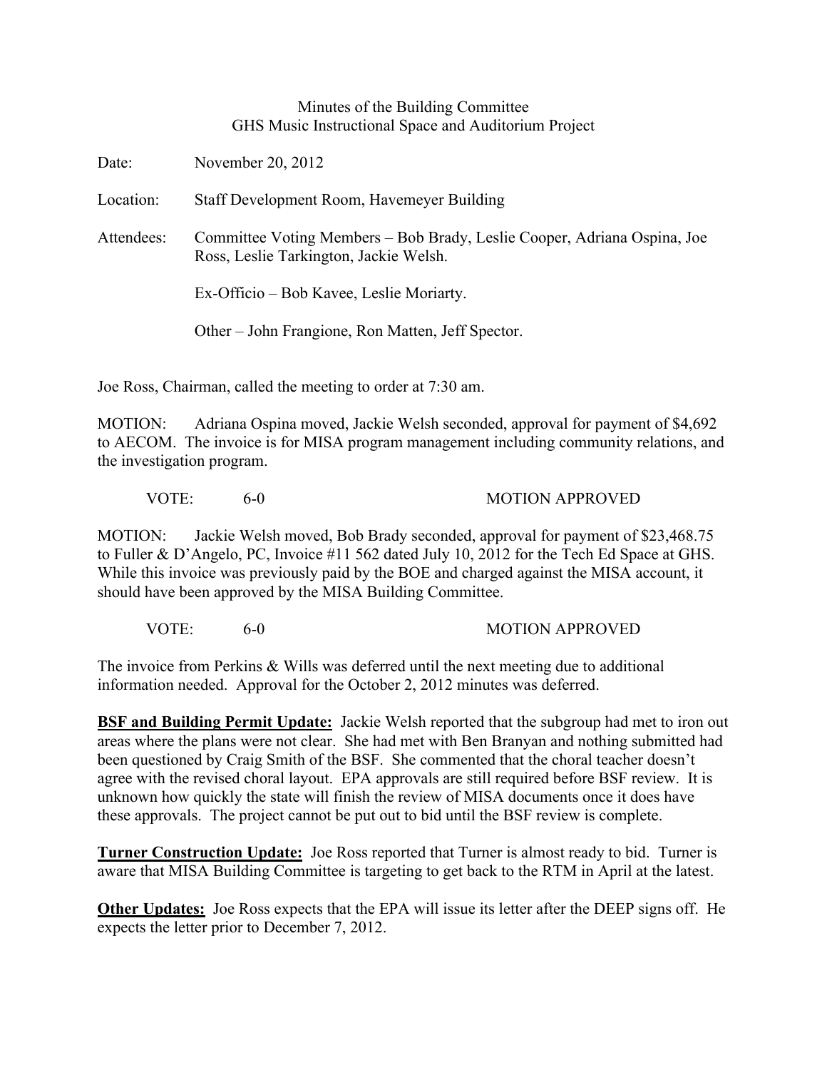Minutes of the Building Committee
GHS Music Instructional Space and Auditorium Project

Date: November 20, 2012

Location: Staff Development Room, Havemeyer Building

Attendees: Committee Voting Members – Bob Brady, Leslie Cooper, Adriana Ospina, Joe Ross, Leslie Tarkington, Jackie Welsh.

Ex-Officio – Bob Kavee, Leslie Moriarty.

Other – John Frangione, Ron Matten, Jeff Spector.

Joe Ross, Chairman, called the meeting to order at 7:30 am.

MOTION: Adriana Ospina moved, Jackie Welsh seconded, approval for payment of $4,692 to AECOM. The invoice is for MISA program management including community relations, and the investigation program.

VOTE: 6-0 MOTION APPROVED

MOTION: Jackie Welsh moved, Bob Brady seconded, approval for payment of $23,468.75 to Fuller & D'Angelo, PC, Invoice #11 562 dated July 10, 2012 for the Tech Ed Space at GHS. While this invoice was previously paid by the BOE and charged against the MISA account, it should have been approved by the MISA Building Committee.

VOTE: 6-0 MOTION APPROVED

The invoice from Perkins & Wills was deferred until the next meeting due to additional information needed. Approval for the October 2, 2012 minutes was deferred.

**BSF and Building Permit Update:** Jackie Welsh reported that the subgroup had met to iron out areas where the plans were not clear. She had met with Ben Branyan and nothing submitted had been questioned by Craig Smith of the BSF. She commented that the choral teacher doesn't agree with the revised choral layout. EPA approvals are still required before BSF review. It is unknown how quickly the state will finish the review of MISA documents once it does have these approvals. The project cannot be put out to bid until the BSF review is complete.

**Turner Construction Update:** Joe Ross reported that Turner is almost ready to bid. Turner is aware that MISA Building Committee is targeting to get back to the RTM in April at the latest.

**Other Updates:** Joe Ross expects that the EPA will issue its letter after the DEEP signs off. He expects the letter prior to December 7, 2012.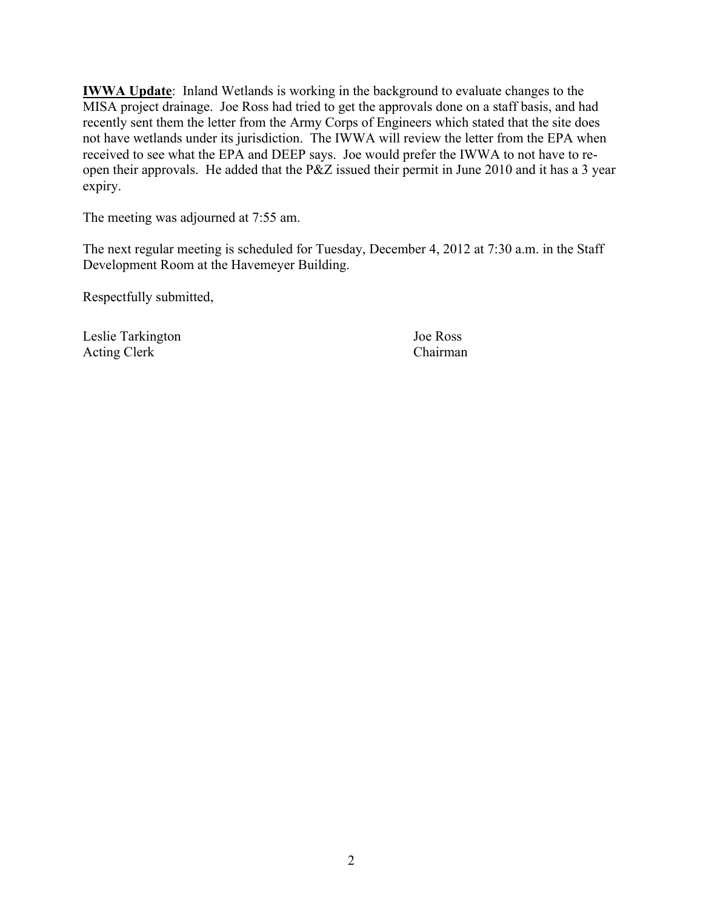**IWWA Update**: Inland Wetlands is working in the background to evaluate changes to the MISA project drainage. Joe Ross had tried to get the approvals done on a staff basis, and had recently sent them the letter from the Army Corps of Engineers which stated that the site does not have wetlands under its jurisdiction. The IWWA will review the letter from the EPA when received to see what the EPA and DEEP says. Joe would prefer the IWWA to not have to re-open their approvals. He added that the P&Z issued their permit in June 2010 and it has a 3 year expiry.

The meeting was adjourned at 7:55 am.

The next regular meeting is scheduled for Tuesday, December 4, 2012 at 7:30 a.m. in the Staff Development Room at the Havemeyer Building.

Respectfully submitted,

Leslie Tarkington
Acting Clerk

Joe Ross
Chairman